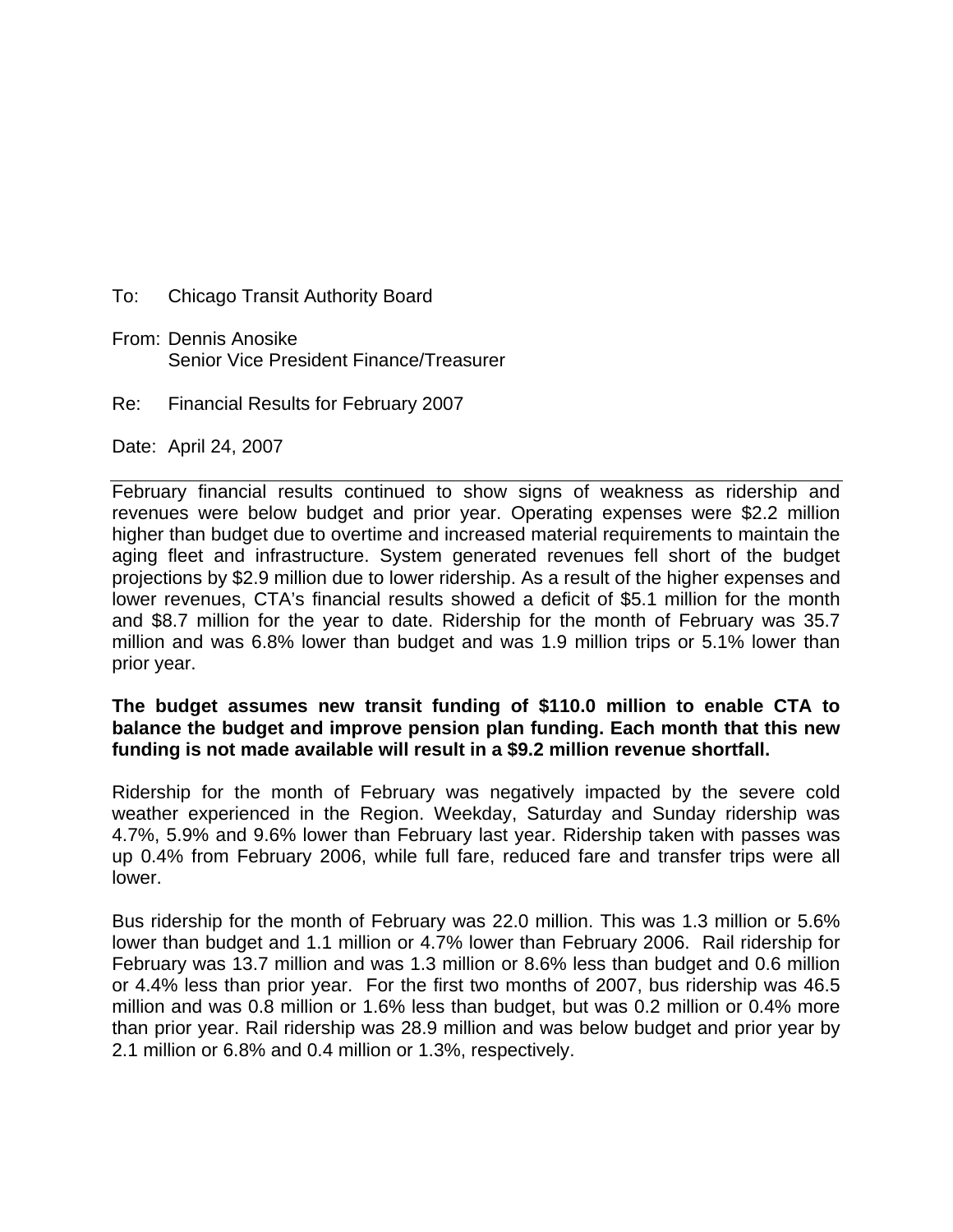To: Chicago Transit Authority Board

From: Dennis Anosike
Senior Vice President Finance/Treasurer

Re: Financial Results for February 2007

Date: April 24, 2007

---

February financial results continued to show signs of weakness as ridership and revenues were below budget and prior year. Operating expenses were $2.2 million higher than budget due to overtime and increased material requirements to maintain the aging fleet and infrastructure. System generated revenues fell short of the budget projections by $2.9 million due to lower ridership. As a result of the higher expenses and lower revenues, CTA's financial results showed a deficit of $5.1 million for the month and $8.7 million for the year to date. Ridership for the month of February was 35.7 million and was 6.8% lower than budget and was 1.9 million trips or 5.1% lower than prior year.

**The budget assumes new transit funding of $110.0 million to enable CTA to balance the budget and improve pension plan funding. Each month that this new funding is not made available will result in a $9.2 million revenue shortfall.**

Ridership for the month of February was negatively impacted by the severe cold weather experienced in the Region. Weekday, Saturday and Sunday ridership was 4.7%, 5.9% and 9.6% lower than February last year. Ridership taken with passes was up 0.4% from February 2006, while full fare, reduced fare and transfer trips were all lower.

Bus ridership for the month of February was 22.0 million. This was 1.3 million or 5.6% lower than budget and 1.1 million or 4.7% lower than February 2006. Rail ridership for February was 13.7 million and was 1.3 million or 8.6% less than budget and 0.6 million or 4.4% less than prior year. For the first two months of 2007, bus ridership was 46.5 million and was 0.8 million or 1.6% less than budget, but was 0.2 million or 0.4% more than prior year. Rail ridership was 28.9 million and was below budget and prior year by 2.1 million or 6.8% and 0.4 million or 1.3%, respectively.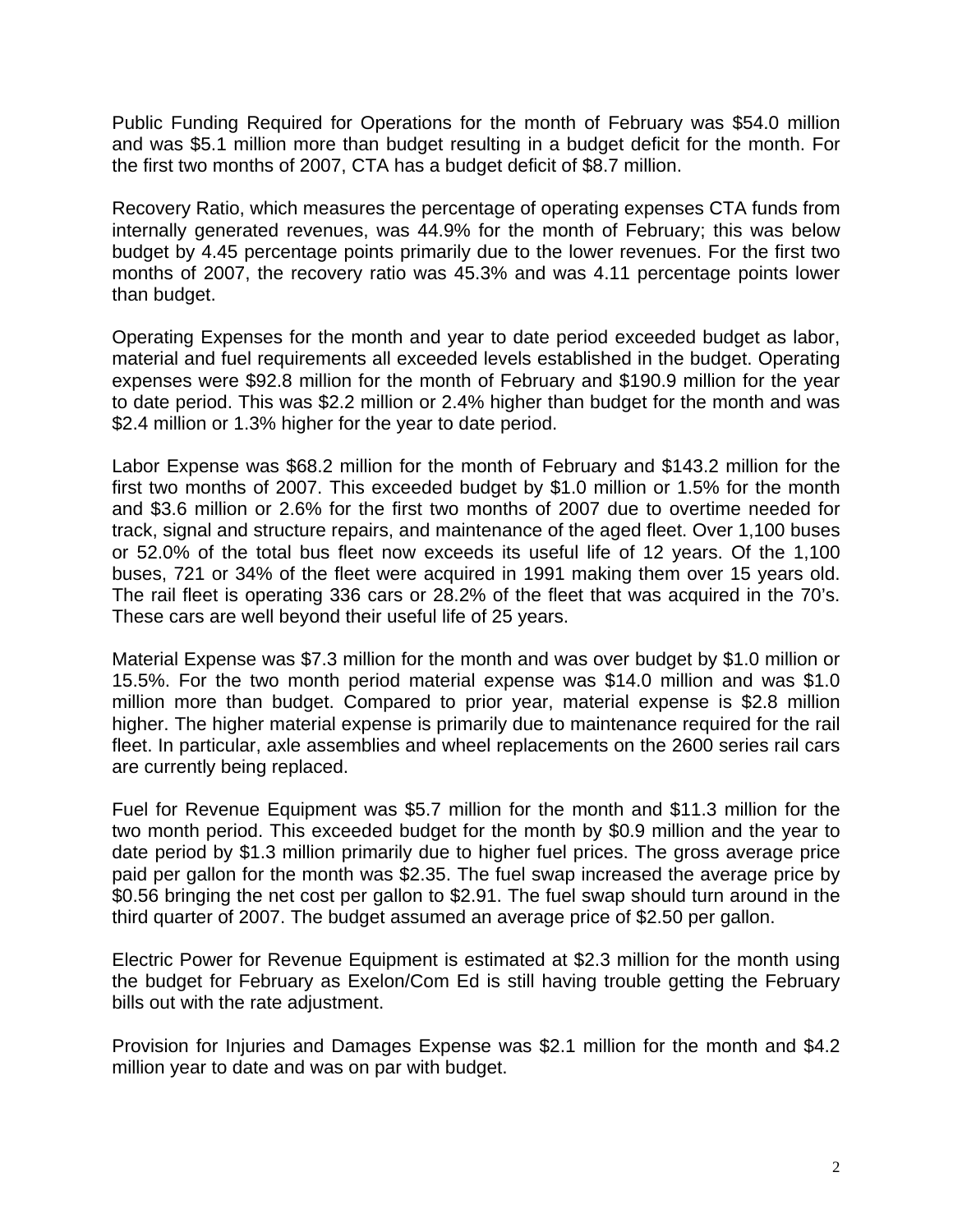Public Funding Required for Operations for the month of February was $54.0 million and was $5.1 million more than budget resulting in a budget deficit for the month. For the first two months of 2007, CTA has a budget deficit of $8.7 million.

Recovery Ratio, which measures the percentage of operating expenses CTA funds from internally generated revenues, was 44.9% for the month of February; this was below budget by 4.45 percentage points primarily due to the lower revenues. For the first two months of 2007, the recovery ratio was 45.3% and was 4.11 percentage points lower than budget.

Operating Expenses for the month and year to date period exceeded budget as labor, material and fuel requirements all exceeded levels established in the budget. Operating expenses were $92.8 million for the month of February and $190.9 million for the year to date period. This was $2.2 million or 2.4% higher than budget for the month and was $2.4 million or 1.3% higher for the year to date period.

Labor Expense was $68.2 million for the month of February and $143.2 million for the first two months of 2007. This exceeded budget by $1.0 million or 1.5% for the month and $3.6 million or 2.6% for the first two months of 2007 due to overtime needed for track, signal and structure repairs, and maintenance of the aged fleet. Over 1,100 buses or 52.0% of the total bus fleet now exceeds its useful life of 12 years. Of the 1,100 buses, 721 or 34% of the fleet were acquired in 1991 making them over 15 years old. The rail fleet is operating 336 cars or 28.2% of the fleet that was acquired in the 70's. These cars are well beyond their useful life of 25 years.

Material Expense was $7.3 million for the month and was over budget by $1.0 million or 15.5%. For the two month period material expense was $14.0 million and was $1.0 million more than budget. Compared to prior year, material expense is $2.8 million higher. The higher material expense is primarily due to maintenance required for the rail fleet. In particular, axle assemblies and wheel replacements on the 2600 series rail cars are currently being replaced.

Fuel for Revenue Equipment was $5.7 million for the month and $11.3 million for the two month period. This exceeded budget for the month by $0.9 million and the year to date period by $1.3 million primarily due to higher fuel prices. The gross average price paid per gallon for the month was $2.35. The fuel swap increased the average price by $0.56 bringing the net cost per gallon to $2.91. The fuel swap should turn around in the third quarter of 2007. The budget assumed an average price of $2.50 per gallon.

Electric Power for Revenue Equipment is estimated at $2.3 million for the month using the budget for February as Exelon/Com Ed is still having trouble getting the February bills out with the rate adjustment.

Provision for Injuries and Damages Expense was $2.1 million for the month and $4.2 million year to date and was on par with budget.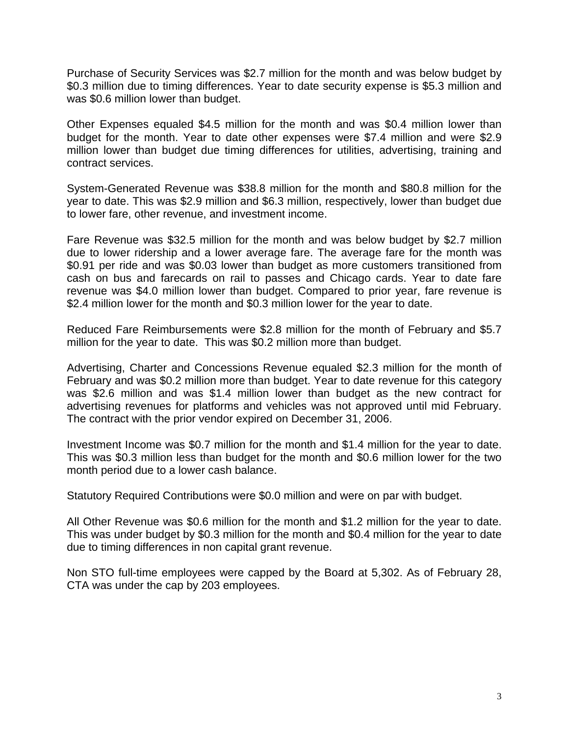Purchase of Security Services was $2.7 million for the month and was below budget by $0.3 million due to timing differences. Year to date security expense is $5.3 million and was $0.6 million lower than budget.

Other Expenses equaled $4.5 million for the month and was $0.4 million lower than budget for the month. Year to date other expenses were $7.4 million and were $2.9 million lower than budget due timing differences for utilities, advertising, training and contract services.

System-Generated Revenue was $38.8 million for the month and $80.8 million for the year to date. This was $2.9 million and $6.3 million, respectively, lower than budget due to lower fare, other revenue, and investment income.

Fare Revenue was $32.5 million for the month and was below budget by $2.7 million due to lower ridership and a lower average fare. The average fare for the month was $0.91 per ride and was $0.03 lower than budget as more customers transitioned from cash on bus and farecards on rail to passes and Chicago cards. Year to date fare revenue was $4.0 million lower than budget. Compared to prior year, fare revenue is $2.4 million lower for the month and $0.3 million lower for the year to date.

Reduced Fare Reimbursements were $2.8 million for the month of February and $5.7 million for the year to date. This was $0.2 million more than budget.

Advertising, Charter and Concessions Revenue equaled $2.3 million for the month of February and was $0.2 million more than budget. Year to date revenue for this category was $2.6 million and was $1.4 million lower than budget as the new contract for advertising revenues for platforms and vehicles was not approved until mid February. The contract with the prior vendor expired on December 31, 2006.

Investment Income was $0.7 million for the month and $1.4 million for the year to date. This was $0.3 million less than budget for the month and $0.6 million lower for the two month period due to a lower cash balance.

Statutory Required Contributions were $0.0 million and were on par with budget.

All Other Revenue was $0.6 million for the month and $1.2 million for the year to date. This was under budget by $0.3 million for the month and $0.4 million for the year to date due to timing differences in non capital grant revenue.

Non STO full-time employees were capped by the Board at 5,302. As of February 28, CTA was under the cap by 203 employees.